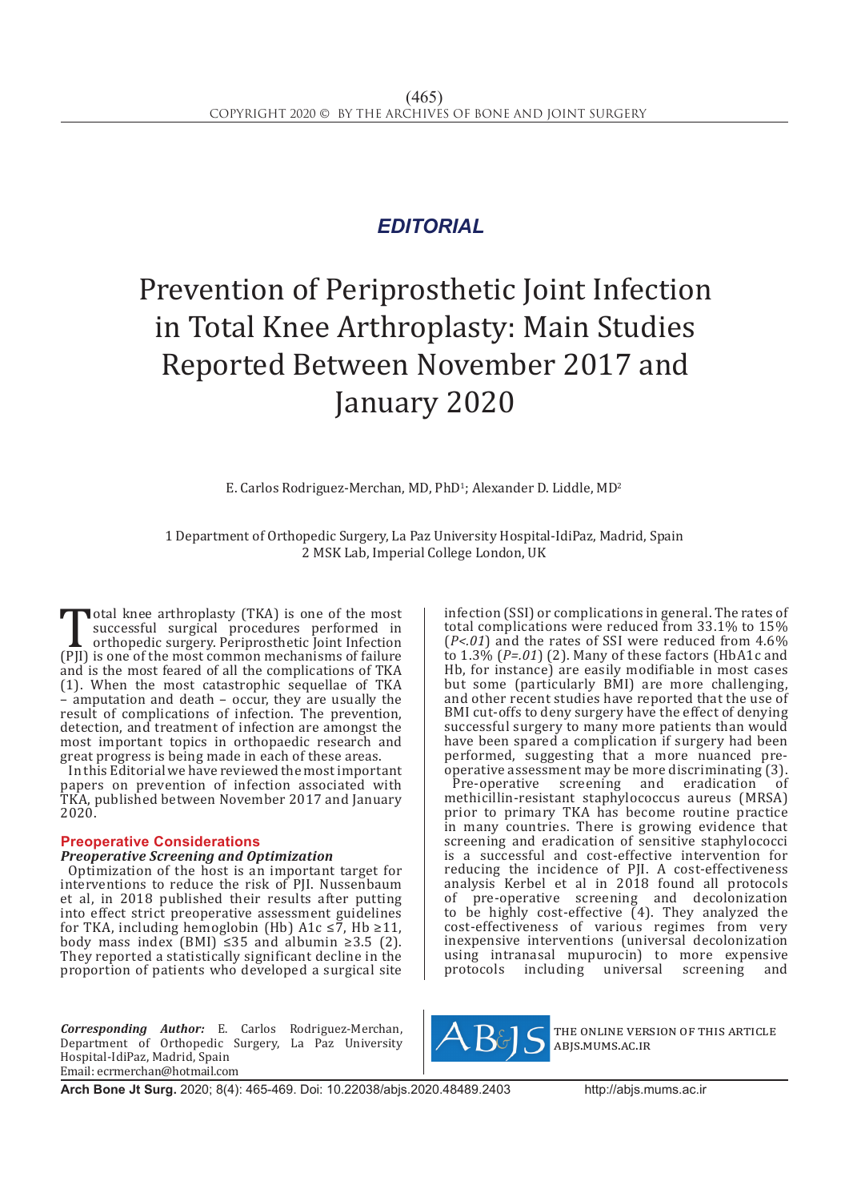*EDITORIAL*

# Prevention of Periprosthetic Joint Infection in Total Knee Arthroplasty: Main Studies Reported Between November 2017 and January 2020

E. Carlos Rodriguez-Merchan, MD, PhD[1]; Alexander D. Liddle, MD[2]

1 Department of Orthopedic Surgery, La Paz University Hospital-IdiPaz, Madrid, Spain
2 MSK Lab, Imperial College London, UK

Total knee arthroplasty (TKA) is one of the most successful surgical procedures performed in orthopedic surgery. Periprosthetic Joint Infection (PJI) is one of the most common mechanisms of failure and is the most feared of all the complications of TKA (1). When the most catastrophic sequellae of TKA – amputation and death – occur, they are usually the result of complications of infection. The prevention, detection, and treatment of infection are amongst the most important topics in orthopaedic research and great progress is being made in each of these areas.

In this Editorial we have reviewed the most important papers on prevention of infection associated with TKA, published between November 2017 and January 2020.

## Preoperative Considerations

### *Preoperative Screening and Optimization*

Optimization of the host is an important target for interventions to reduce the risk of PJI. Nussenbaum et al, in 2018 published their results after putting into effect strict preoperative assessment guidelines for TKA, including hemoglobin (Hb) A1c ≤7, Hb ≥11, body mass index (BMI) ≤35 and albumin ≥3.5 (2). They reported a statistically significant decline in the proportion of patients who developed a surgical site infection (SSI) or complications in general. The rates of total complications were reduced from 33.1% to 15% (*P<.01*) and the rates of SSI were reduced from 4.6% to 1.3% (*P=.01*) (2). Many of these factors (HbA1c and Hb, for instance) are easily modifiable in most cases but some (particularly BMI) are more challenging, and other recent studies have reported that the use of BMI cut-offs to deny surgery have the effect of denying successful surgery to many more patients than would have been spared a complication if surgery had been performed, suggesting that a more nuanced pre-operative assessment may be more discriminating (3).

Pre-operative screening and eradication of methicillin-resistant staphylococcus aureus (MRSA) prior to primary TKA has become routine practice in many countries. There is growing evidence that screening and eradication of sensitive staphylococci is a successful and cost-effective intervention for reducing the incidence of PJI. A cost-effectiveness analysis Kerbel et al in 2018 found all protocols of pre-operative screening and decolonization to be highly cost-effective (4). They analyzed the cost-effectiveness of various regimes from very inexpensive interventions (universal decolonization using intranasal mupurocin) to more expensive protocols including universal screening and

***Corresponding Author:*** E. Carlos Rodriguez-Merchan, Department of Orthopedic Surgery, La Paz University Hospital-IdiPaz, Madrid, Spain
Email: ecrmerchan@hotmail.com

THE ONLINE VERSION OF THIS ARTICLE ABJS.MUMS.AC.IR

**Arch Bone Jt Surg.** 2020; 8(4): 465-469. Doi: 10.22038/abjs.2020.48489.2403 http://abjs.mums.ac.ir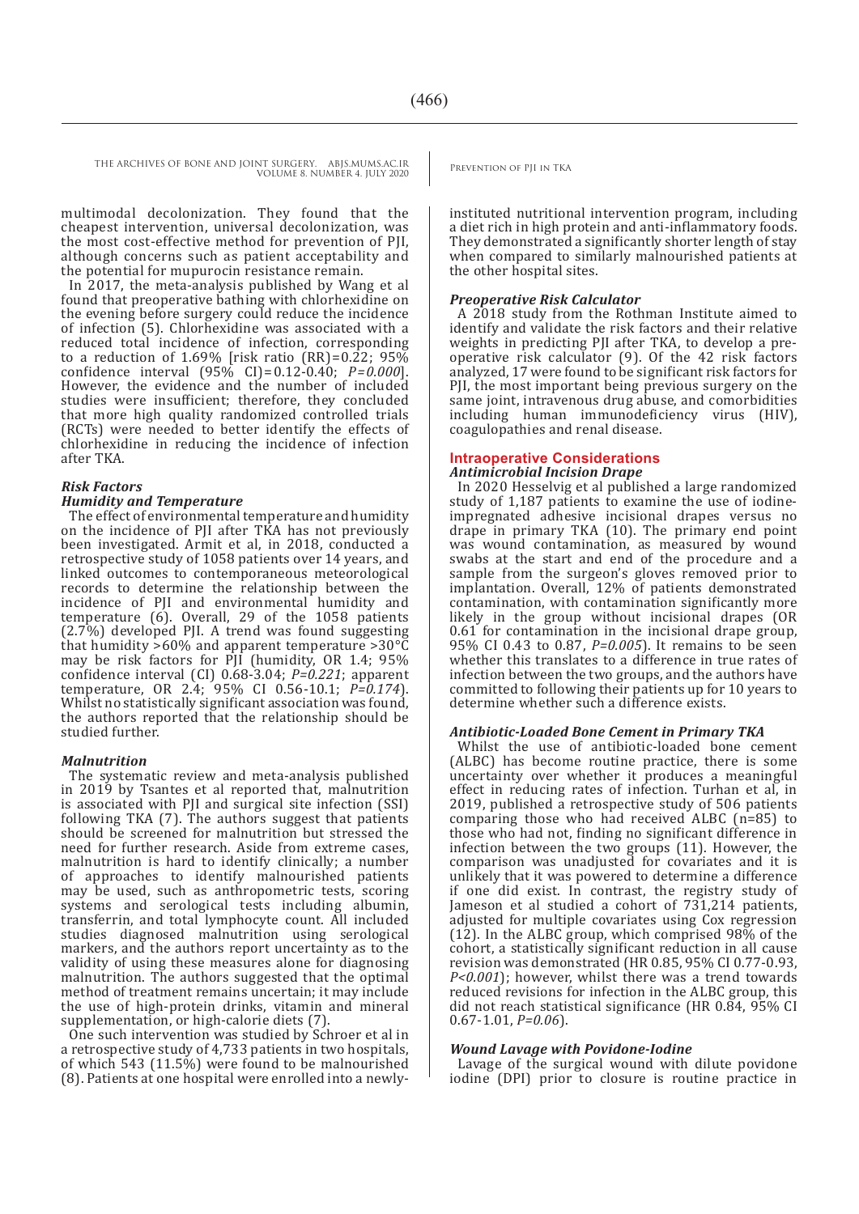multimodal decolonization. They found that the cheapest intervention, universal decolonization, was the most cost-effective method for prevention of PJI, although concerns such as patient acceptability and the potential for mupurocin resistance remain.

In 2017, the meta-analysis published by Wang et al found that preoperative bathing with chlorhexidine on the evening before surgery could reduce the incidence of infection (5). Chlorhexidine was associated with a reduced total incidence of infection, corresponding to a reduction of 1.69% [risk ratio (RR)=0.22; 95% confidence interval (95% CI)=0.12-0.40; *P=0.000*]. However, the evidence and the number of included studies were insufficient; therefore, they concluded that more high quality randomized controlled trials (RCTs) were needed to better identify the effects of chlorhexidine in reducing the incidence of infection after TKA.

### *Risk Factors*

#### *Humidity and Temperature*

The effect of environmental temperature and humidity on the incidence of PJI after TKA has not previously been investigated. Armit et al, in 2018, conducted a retrospective study of 1058 patients over 14 years, and linked outcomes to contemporaneous meteorological records to determine the relationship between the incidence of PJI and environmental humidity and temperature (6). Overall, 29 of the 1058 patients (2.7%) developed PJI. A trend was found suggesting that humidity >60% and apparent temperature >30°C may be risk factors for PJI (humidity, OR 1.4; 95% confidence interval (CI) 0.68-3.04; *P=0.221*; apparent temperature, OR 2.4; 95% CI 0.56-10.1; *P=0.174*). Whilst no statistically significant association was found, the authors reported that the relationship should be studied further.

#### *Malnutrition*

The systematic review and meta-analysis published in 2019 by Tsantes et al reported that, malnutrition is associated with PJI and surgical site infection (SSI) following TKA (7). The authors suggest that patients should be screened for malnutrition but stressed the need for further research. Aside from extreme cases, malnutrition is hard to identify clinically; a number of approaches to identify malnourished patients may be used, such as anthropometric tests, scoring systems and serological tests including albumin, transferrin, and total lymphocyte count. All included studies diagnosed malnutrition using serological markers, and the authors report uncertainty as to the validity of using these measures alone for diagnosing malnutrition. The authors suggested that the optimal method of treatment remains uncertain; it may include the use of high-protein drinks, vitamin and mineral supplementation, or high-calorie diets (7).

One such intervention was studied by Schroer et al in a retrospective study of 4,733 patients in two hospitals, of which 543 (11.5%) were found to be malnourished (8). Patients at one hospital were enrolled into a newly-instituted nutritional intervention program, including a diet rich in high protein and anti-inflammatory foods. They demonstrated a significantly shorter length of stay when compared to similarly malnourished patients at the other hospital sites.

#### *Preoperative Risk Calculator*

A 2018 study from the Rothman Institute aimed to identify and validate the risk factors and their relative weights in predicting PJI after TKA, to develop a pre-operative risk calculator (9). Of the 42 risk factors analyzed, 17 were found to be significant risk factors for PJI, the most important being previous surgery on the same joint, intravenous drug abuse, and comorbidities including human immunodeficiency virus (HIV), coagulopathies and renal disease.

## Intraoperative Considerations

#### *Antimicrobial Incision Drape*

In 2020 Hesselvig et al published a large randomized study of 1,187 patients to examine the use of iodine-impregnated adhesive incisional drapes versus no drape in primary TKA (10). The primary end point was wound contamination, as measured by wound swabs at the start and end of the procedure and a sample from the surgeon's gloves removed prior to implantation. Overall, 12% of patients demonstrated contamination, with contamination significantly more likely in the group without incisional drapes (OR 0.61 for contamination in the incisional drape group, 95% CI 0.43 to 0.87, *P=0.005*). It remains to be seen whether this translates to a difference in true rates of infection between the two groups, and the authors have committed to following their patients up for 10 years to determine whether such a difference exists.

#### *Antibiotic-Loaded Bone Cement in Primary TKA*

Whilst the use of antibiotic-loaded bone cement (ALBC) has become routine practice, there is some uncertainty over whether it produces a meaningful effect in reducing rates of infection. Turhan et al, in 2019, published a retrospective study of 506 patients comparing those who had received ALBC (n=85) to those who had not, finding no significant difference in infection between the two groups (11). However, the comparison was unadjusted for covariates and it is unlikely that it was powered to determine a difference if one did exist. In contrast, the registry study of Jameson et al studied a cohort of 731,214 patients, adjusted for multiple covariates using Cox regression (12). In the ALBC group, which comprised 98% of the cohort, a statistically significant reduction in all cause revision was demonstrated (HR 0.85, 95% CI 0.77-0.93, *P<0.001*); however, whilst there was a trend towards reduced revisions for infection in the ALBC group, this did not reach statistical significance (HR 0.84, 95% CI 0.67-1.01, *P=0.06*).

#### *Wound Lavage with Povidone-Iodine*

Lavage of the surgical wound with dilute povidone iodine (DPI) prior to closure is routine practice in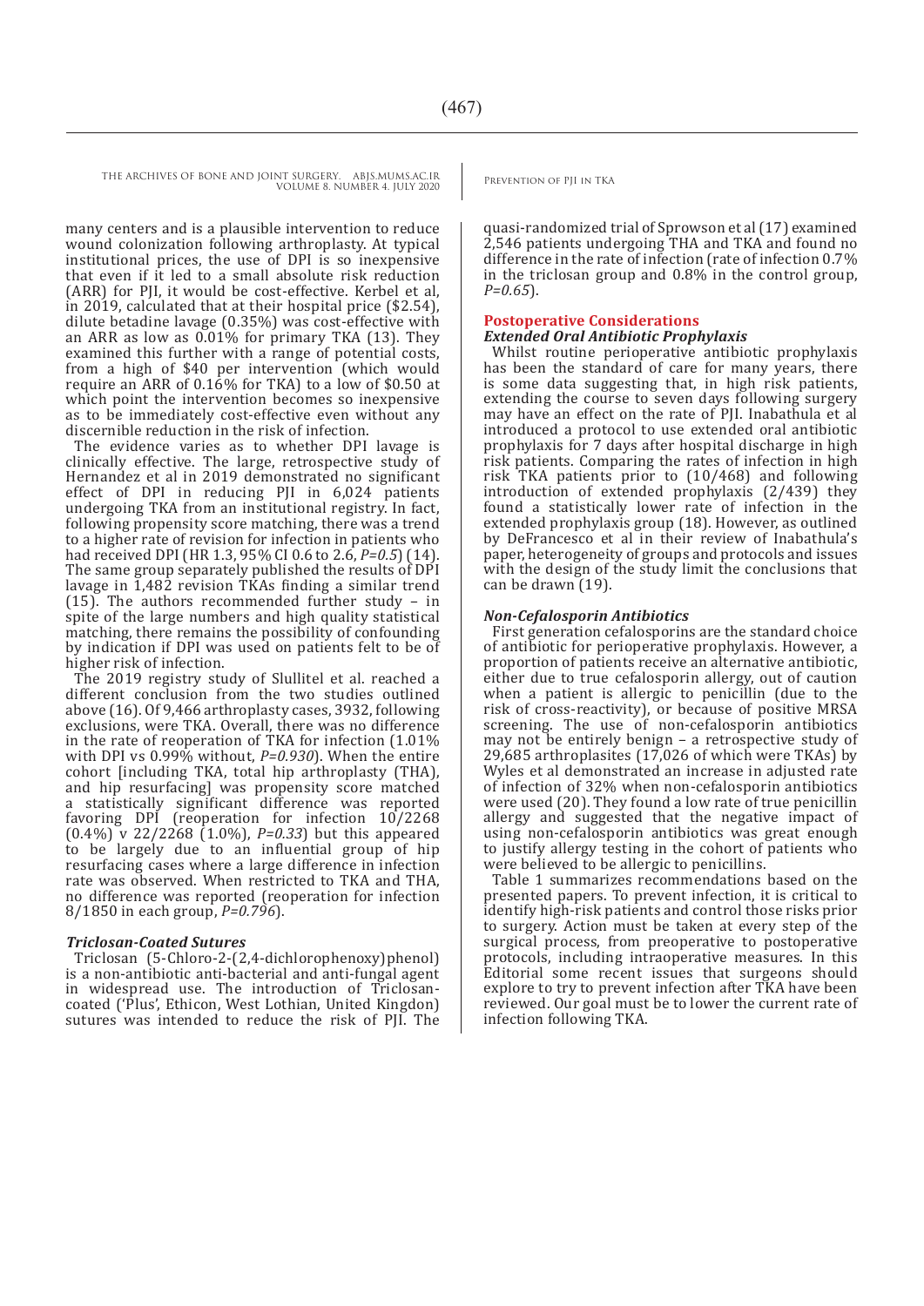many centers and is a plausible intervention to reduce wound colonization following arthroplasty. At typical institutional prices, the use of DPI is so inexpensive that even if it led to a small absolute risk reduction (ARR) for PJI, it would be cost-effective. Kerbel et al, in 2019, calculated that at their hospital price ($2.54), dilute betadine lavage (0.35%) was cost-effective with an ARR as low as 0.01% for primary TKA (13). They examined this further with a range of potential costs, from a high of $40 per intervention (which would require an ARR of 0.16% for TKA) to a low of $0.50 at which point the intervention becomes so inexpensive as to be immediately cost-effective even without any discernible reduction in the risk of infection.

The evidence varies as to whether DPI lavage is clinically effective. The large, retrospective study of Hernandez et al in 2019 demonstrated no significant effect of DPI in reducing PJI in 6,024 patients undergoing TKA from an institutional registry. In fact, following propensity score matching, there was a trend to a higher rate of revision for infection in patients who had received DPI (HR 1.3, 95% CI 0.6 to 2.6, *P=0.5*) (14). The same group separately published the results of DPI lavage in 1,482 revision TKAs finding a similar trend (15). The authors recommended further study – in spite of the large numbers and high quality statistical matching, there remains the possibility of confounding by indication if DPI was used on patients felt to be of higher risk of infection.

The 2019 registry study of Slullitel et al. reached a different conclusion from the two studies outlined above (16). Of 9,466 arthroplasty cases, 3932, following exclusions, were TKA. Overall, there was no difference in the rate of reoperation of TKA for infection (1.01% with DPI vs 0.99% without, *P=0.930*). When the entire cohort [including TKA, total hip arthroplasty (THA), and hip resurfacing] was propensity score matched a statistically significant difference was reported favoring DPI (reoperation for infection 10/2268 (0.4%) v 22/2268 (1.0%), *P=0.33*) but this appeared to be largely due to an influential group of hip resurfacing cases where a large difference in infection rate was observed. When restricted to TKA and THA, no difference was reported (reoperation for infection 8/1850 in each group, *P=0.796*).

### *Triclosan-Coated Sutures*

Triclosan (5-Chloro-2-(2,4-dichlorophenoxy)phenol) is a non-antibiotic anti-bacterial and anti-fungal agent in widespread use. The introduction of Triclosan-coated ('Plus', Ethicon, West Lothian, United Kingdom) sutures was intended to reduce the risk of PJI. The quasi-randomized trial of Sprowson et al (17) examined 2,546 patients undergoing THA and TKA and found no difference in the rate of infection (rate of infection 0.7% in the triclosan group and 0.8% in the control group, *P=0.65*).

## Postoperative Considerations

### *Extended Oral Antibiotic Prophylaxis*

Whilst routine perioperative antibiotic prophylaxis has been the standard of care for many years, there is some data suggesting that, in high risk patients, extending the course to seven days following surgery may have an effect on the rate of PJI. Inabathula et al introduced a protocol to use extended oral antibiotic prophylaxis for 7 days after hospital discharge in high risk patients. Comparing the rates of infection in high risk TKA patients prior to (10/468) and following introduction of extended prophylaxis (2/439) they found a statistically lower rate of infection in the extended prophylaxis group (18). However, as outlined by DeFrancesco et al in their review of Inabathula's paper, heterogeneity of groups and protocols and issues with the design of the study limit the conclusions that can be drawn (19).

### *Non-Cefalosporin Antibiotics*

First generation cefalosporins are the standard choice of antibiotic for perioperative prophylaxis. However, a proportion of patients receive an alternative antibiotic, either due to true cefalosporin allergy, out of caution when a patient is allergic to penicillin (due to the risk of cross-reactivity), or because of positive MRSA screening. The use of non-cefalosporin antibiotics may not be entirely benign – a retrospective study of 29,685 arthroplasites (17,026 of which were TKAs) by Wyles et al demonstrated an increase in adjusted rate of infection of 32% when non-cefalosporin antibiotics were used (20). They found a low rate of true penicillin allergy and suggested that the negative impact of using non-cefalosporin antibiotics was great enough to justify allergy testing in the cohort of patients who were believed to be allergic to penicillins.

Table 1 summarizes recommendations based on the presented papers. To prevent infection, it is critical to identify high-risk patients and control those risks prior to surgery. Action must be taken at every step of the surgical process, from preoperative to postoperative protocols, including intraoperative measures. In this Editorial some recent issues that surgeons should explore to try to prevent infection after TKA have been reviewed. Our goal must be to lower the current rate of infection following TKA.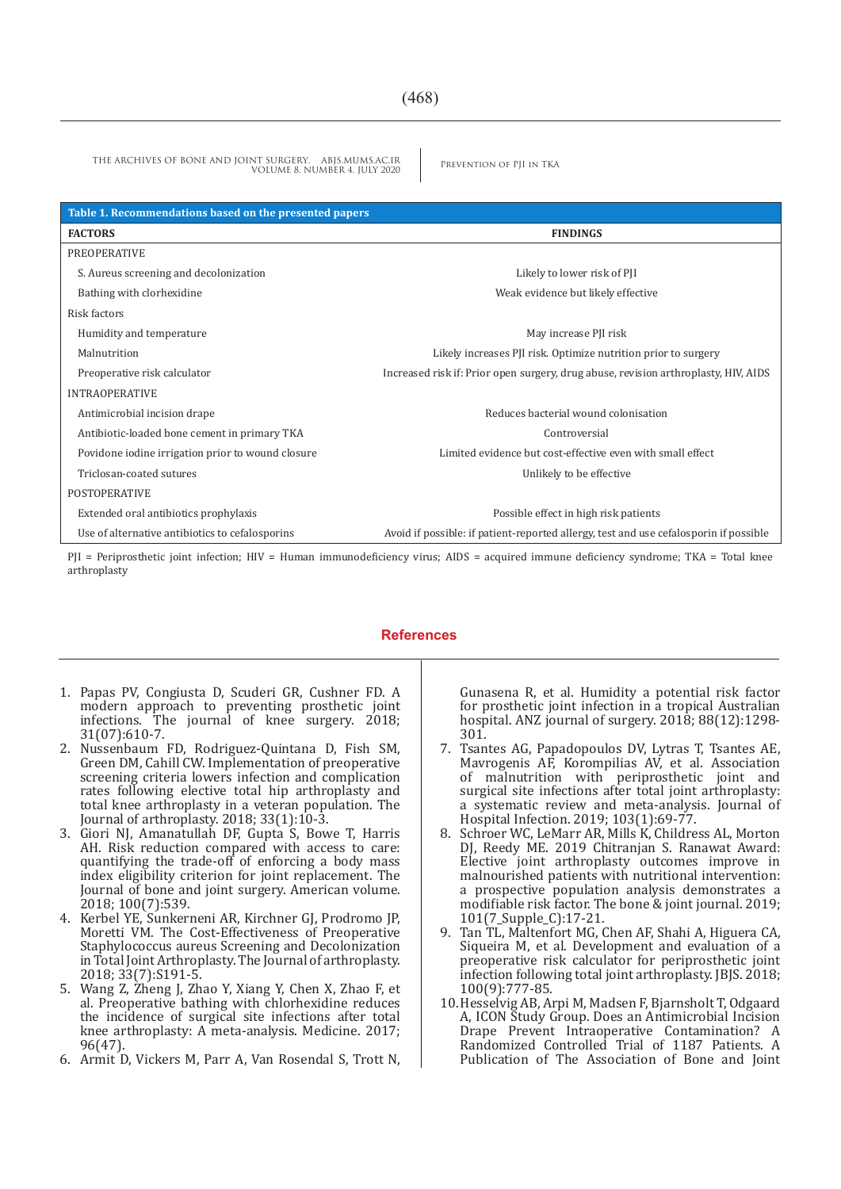**Table 1. Recommendations based on the presented papers**

| FACTORS | FINDINGS |
|---|---|
| PREOPERATIVE | |
| S. Aureus screening and decolonization | Likely to lower risk of PJI |
| Bathing with clorhexidine | Weak evidence but likely effective |
| Risk factors | |
| Humidity and temperature | May increase PJI risk |
| Malnutrition | Likely increases PJI risk. Optimize nutrition prior to surgery |
| Preoperative risk calculator | Increased risk if: Prior open surgery, drug abuse, revision arthroplasty, HIV, AIDS |
| INTRAOPERATIVE | |
| Antimicrobial incision drape | Reduces bacterial wound colonisation |
| Antibiotic-loaded bone cement in primary TKA | Controversial |
| Povidone iodine irrigation prior to wound closure | Limited evidence but cost-effective even with small effect |
| Triclosan-coated sutures | Unlikely to be effective |
| POSTOPERATIVE | |
| Extended oral antibiotics prophylaxis | Possible effect in high risk patients |
| Use of alternative antibiotics to cefalosporins | Avoid if possible: if patient-reported allergy, test and use cefalosporin if possible |

PJI = Periprosthetic joint infection; HIV = Human immunodeficiency virus; AIDS = acquired immune deficiency syndrome; TKA = Total knee arthroplasty

## References

1. Papas PV, Congiusta D, Scuderi GR, Cushner FD. A modern approach to preventing prosthetic joint infections. The journal of knee surgery. 2018; 31(07):610-7.
2. Nussenbaum FD, Rodriguez-Quintana D, Fish SM, Green DM, Cahill CW. Implementation of preoperative screening criteria lowers infection and complication rates following elective total hip arthroplasty and total knee arthroplasty in a veteran population. The Journal of arthroplasty. 2018; 33(1):10-3.
3. Giori NJ, Amanatullah DF, Gupta S, Bowe T, Harris AH. Risk reduction compared with access to care: quantifying the trade-off of enforcing a body mass index eligibility criterion for joint replacement. The Journal of bone and joint surgery. American volume. 2018; 100(7):539.
4. Kerbel YE, Sunkerneni AR, Kirchner GJ, Prodromo JP, Moretti VM. The Cost-Effectiveness of Preoperative Staphylococcus aureus Screening and Decolonization in Total Joint Arthroplasty. The Journal of arthroplasty. 2018; 33(7):S191-5.
5. Wang Z, Zheng J, Zhao Y, Xiang Y, Chen X, Zhao F, et al. Preoperative bathing with chlorhexidine reduces the incidence of surgical site infections after total knee arthroplasty: A meta-analysis. Medicine. 2017; 96(47).
6. Armit D, Vickers M, Parr A, Van Rosendal S, Trott N, Gunasena R, et al. Humidity a potential risk factor for prosthetic joint infection in a tropical Australian hospital. ANZ journal of surgery. 2018; 88(12):1298-301.
7. Tsantes AG, Papadopoulos DV, Lytras T, Tsantes AE, Mavrogenis AF, Korompilias AV, et al. Association of malnutrition with periprosthetic joint and surgical site infections after total joint arthroplasty: a systematic review and meta-analysis. Journal of Hospital Infection. 2019; 103(1):69-77.
8. Schroer WC, LeMarr AR, Mills K, Childress AL, Morton DJ, Reedy ME. 2019 Chitranjan S. Ranawat Award: Elective joint arthroplasty outcomes improve in malnourished patients with nutritional intervention: a prospective population analysis demonstrates a modifiable risk factor. The bone & joint journal. 2019; 101(7_Supple_C):17-21.
9. Tan TL, Maltenfort MG, Chen AF, Shahi A, Higuera CA, Siqueira M, et al. Development and evaluation of a preoperative risk calculator for periprosthetic joint infection following total joint arthroplasty. JBJS. 2018; 100(9):777-85.
10. Hesselvig AB, Arpi M, Madsen F, Bjarnsholt T, Odgaard A, ICON Study Group. Does an Antimicrobial Incision Drape Prevent Intraoperative Contamination? A Randomized Controlled Trial of 1187 Patients. A Publication of The Association of Bone and Joint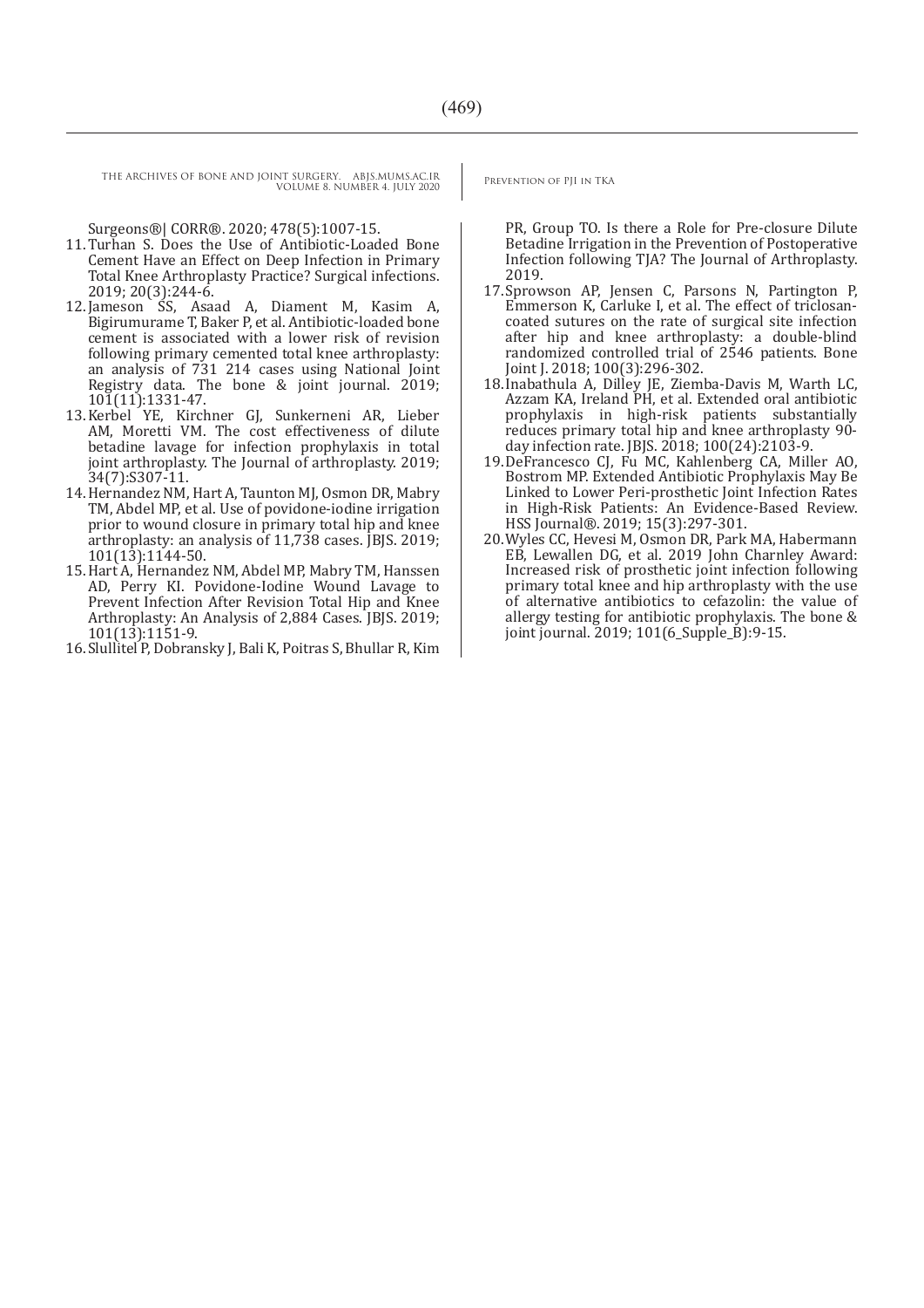Surgeons®| CORR®. 2020; 478(5):1007-15.

11. Turhan S. Does the Use of Antibiotic-Loaded Bone Cement Have an Effect on Deep Infection in Primary Total Knee Arthroplasty Practice? Surgical infections. 2019; 20(3):244-6.
12. Jameson SS, Asaad A, Diament M, Kasim A, Bigirumurame T, Baker P, et al. Antibiotic-loaded bone cement is associated with a lower risk of revision following primary cemented total knee arthroplasty: an analysis of 731 214 cases using National Joint Registry data. The bone & joint journal. 2019; 101(11):1331-47.
13. Kerbel YE, Kirchner GJ, Sunkerneni AR, Lieber AM, Moretti VM. The cost effectiveness of dilute betadine lavage for infection prophylaxis in total joint arthroplasty. The Journal of arthroplasty. 2019; 34(7):S307-11.
14. Hernandez NM, Hart A, Taunton MJ, Osmon DR, Mabry TM, Abdel MP, et al. Use of povidone-iodine irrigation prior to wound closure in primary total hip and knee arthroplasty: an analysis of 11,738 cases. JBJS. 2019; 101(13):1144-50.
15. Hart A, Hernandez NM, Abdel MP, Mabry TM, Hanssen AD, Perry KI. Povidone-Iodine Wound Lavage to Prevent Infection After Revision Total Hip and Knee Arthroplasty: An Analysis of 2,884 Cases. JBJS. 2019; 101(13):1151-9.
16. Slullitel P, Dobransky J, Bali K, Poitras S, Bhullar R, Kim PR, Group TO. Is there a Role for Pre-closure Dilute Betadine Irrigation in the Prevention of Postoperative Infection following TJA? The Journal of Arthroplasty. 2019.
17. Sprowson AP, Jensen C, Parsons N, Partington P, Emmerson K, Carluke I, et al. The effect of triclosan-coated sutures on the rate of surgical site infection after hip and knee arthroplasty: a double-blind randomized controlled trial of 2546 patients. Bone Joint J. 2018; 100(3):296-302.
18. Inabathula A, Dilley JE, Ziemba-Davis M, Warth LC, Azzam KA, Ireland PH, et al. Extended oral antibiotic prophylaxis in high-risk patients substantially reduces primary total hip and knee arthroplasty 90-day infection rate. JBJS. 2018; 100(24):2103-9.
19. DeFrancesco CJ, Fu MC, Kahlenberg CA, Miller AO, Bostrom MP. Extended Antibiotic Prophylaxis May Be Linked to Lower Peri-prosthetic Joint Infection Rates in High-Risk Patients: An Evidence-Based Review. HSS Journal®. 2019; 15(3):297-301.
20. Wyles CC, Hevesi M, Osmon DR, Park MA, Habermann EB, Lewallen DG, et al. 2019 John Charnley Award: Increased risk of prosthetic joint infection following primary total knee and hip arthroplasty with the use of alternative antibiotics to cefazolin: the value of allergy testing for antibiotic prophylaxis. The bone & joint journal. 2019; 101(6_Supple_B):9-15.